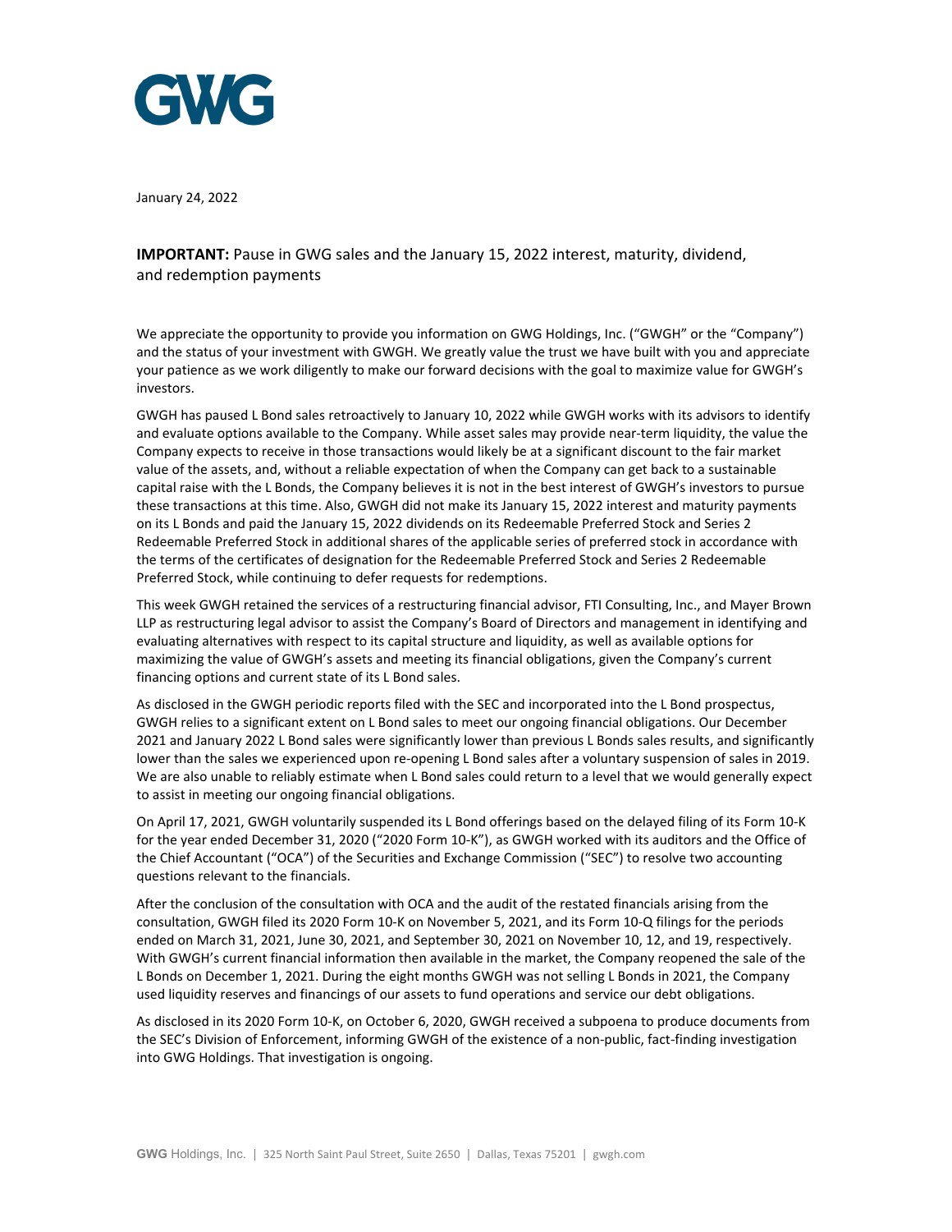GWG

January 24, 2022

**IMPORTANT:** Pause in GWG sales and the January 15, 2022 interest, maturity, dividend, and redemption payments

We appreciate the opportunity to provide you information on GWG Holdings, Inc. ("GWGH" or the "Company") and the status of your investment with GWGH. We greatly value the trust we have built with you and appreciate your patience as we work diligently to make our forward decisions with the goal to maximize value for GWGH's investors.

GWGH has paused L Bond sales retroactively to January 10, 2022 while GWGH works with its advisors to identify and evaluate options available to the Company. While asset sales may provide near-term liquidity, the value the Company expects to receive in those transactions would likely be at a significant discount to the fair market value of the assets, and, without a reliable expectation of when the Company can get back to a sustainable capital raise with the L Bonds, the Company believes it is not in the best interest of GWGH's investors to pursue these transactions at this time. Also, GWGH did not make its January 15, 2022 interest and maturity payments on its L Bonds and paid the January 15, 2022 dividends on its Redeemable Preferred Stock and Series 2 Redeemable Preferred Stock in additional shares of the applicable series of preferred stock in accordance with the terms of the certificates of designation for the Redeemable Preferred Stock and Series 2 Redeemable Preferred Stock, while continuing to defer requests for redemptions.

This week GWGH retained the services of a restructuring financial advisor, FTI Consulting, Inc., and Mayer Brown LLP as restructuring legal advisor to assist the Company's Board of Directors and management in identifying and evaluating alternatives with respect to its capital structure and liquidity, as well as available options for maximizing the value of GWGH's assets and meeting its financial obligations, given the Company's current financing options and current state of its L Bond sales.

As disclosed in the GWGH periodic reports filed with the SEC and incorporated into the L Bond prospectus, GWGH relies to a significant extent on L Bond sales to meet our ongoing financial obligations. Our December 2021 and January 2022 L Bond sales were significantly lower than previous L Bonds sales results, and significantly lower than the sales we experienced upon re-opening L Bond sales after a voluntary suspension of sales in 2019. We are also unable to reliably estimate when L Bond sales could return to a level that we would generally expect to assist in meeting our ongoing financial obligations.

On April 17, 2021, GWGH voluntarily suspended its L Bond offerings based on the delayed filing of its Form 10-K for the year ended December 31, 2020 ("2020 Form 10-K"), as GWGH worked with its auditors and the Office of the Chief Accountant ("OCA") of the Securities and Exchange Commission ("SEC") to resolve two accounting questions relevant to the financials.

After the conclusion of the consultation with OCA and the audit of the restated financials arising from the consultation, GWGH filed its 2020 Form 10-K on November 5, 2021, and its Form 10-Q filings for the periods ended on March 31, 2021, June 30, 2021, and September 30, 2021 on November 10, 12, and 19, respectively. With GWGH's current financial information then available in the market, the Company reopened the sale of the L Bonds on December 1, 2021. During the eight months GWGH was not selling L Bonds in 2021, the Company used liquidity reserves and financings of our assets to fund operations and service our debt obligations.

As disclosed in its 2020 Form 10-K, on October 6, 2020, GWGH received a subpoena to produce documents from the SEC's Division of Enforcement, informing GWGH of the existence of a non-public, fact-finding investigation into GWG Holdings. That investigation is ongoing.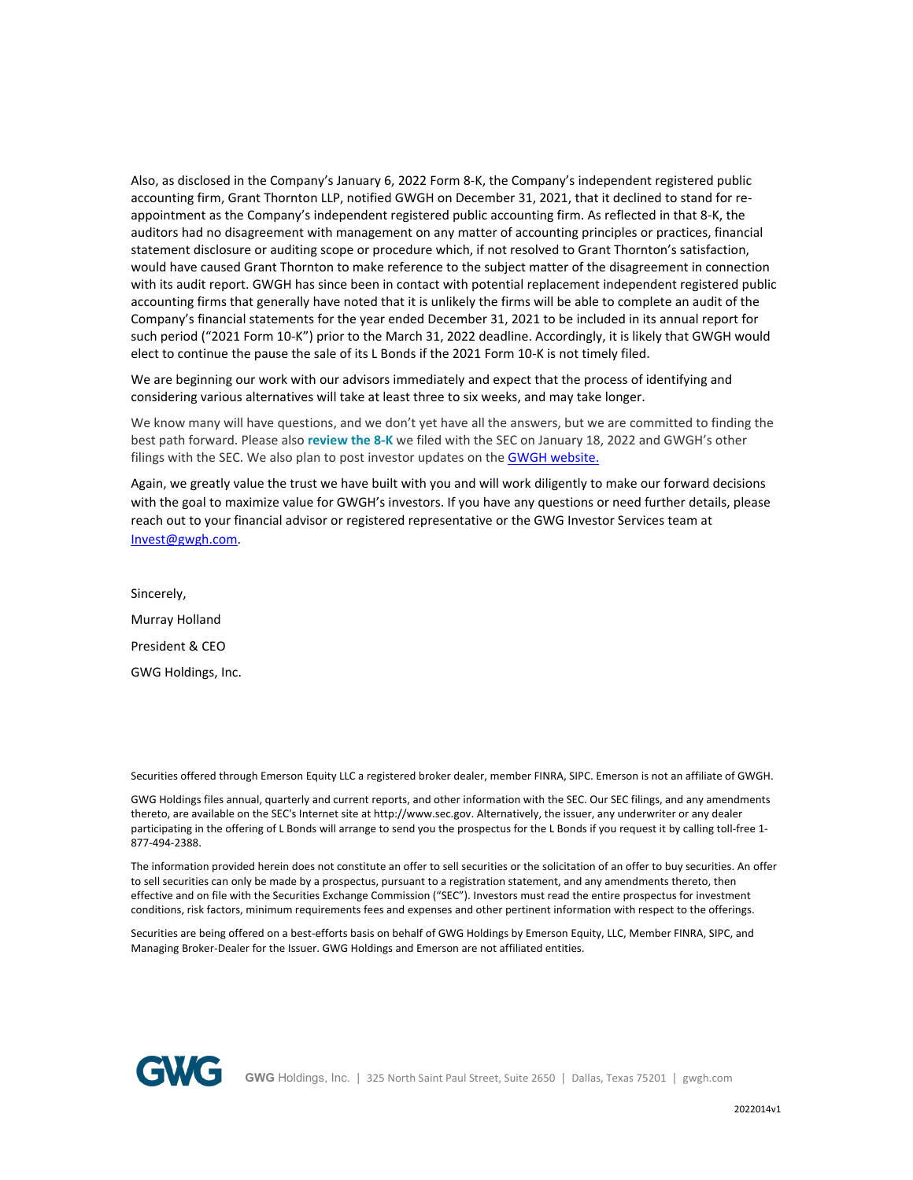Also, as disclosed in the Company's January 6, 2022 Form 8-K, the Company's independent registered public accounting firm, Grant Thornton LLP, notified GWGH on December 31, 2021, that it declined to stand for re-appointment as the Company's independent registered public accounting firm. As reflected in that 8-K, the auditors had no disagreement with management on any matter of accounting principles or practices, financial statement disclosure or auditing scope or procedure which, if not resolved to Grant Thornton's satisfaction, would have caused Grant Thornton to make reference to the subject matter of the disagreement in connection with its audit report. GWGH has since been in contact with potential replacement independent registered public accounting firms that generally have noted that it is unlikely the firms will be able to complete an audit of the Company's financial statements for the year ended December 31, 2021 to be included in its annual report for such period ("2021 Form 10-K") prior to the March 31, 2022 deadline. Accordingly, it is likely that GWGH would elect to continue the pause the sale of its L Bonds if the 2021 Form 10-K is not timely filed.

We are beginning our work with our advisors immediately and expect that the process of identifying and considering various alternatives will take at least three to six weeks, and may take longer.

We know many will have questions, and we don't yet have all the answers, but we are committed to finding the best path forward. Please also **review the 8-K** we filed with the SEC on January 18, 2022 and GWGH's other filings with the SEC. We also plan to post investor updates on the GWGH website.

Again, we greatly value the trust we have built with you and will work diligently to make our forward decisions with the goal to maximize value for GWGH's investors. If you have any questions or need further details, please reach out to your financial advisor or registered representative or the GWG Investor Services team at Invest@gwgh.com.

Sincerely,

Murray Holland

President & CEO

GWG Holdings, Inc.

Securities offered through Emerson Equity LLC a registered broker dealer, member FINRA, SIPC. Emerson is not an affiliate of GWGH.

GWG Holdings files annual, quarterly and current reports, and other information with the SEC. Our SEC filings, and any amendments thereto, are available on the SEC's Internet site at http://www.sec.gov. Alternatively, the issuer, any underwriter or any dealer participating in the offering of L Bonds will arrange to send you the prospectus for the L Bonds if you request it by calling toll-free 1-877-494-2388.

The information provided herein does not constitute an offer to sell securities or the solicitation of an offer to buy securities. An offer to sell securities can only be made by a prospectus, pursuant to a registration statement, and any amendments thereto, then effective and on file with the Securities Exchange Commission ("SEC"). Investors must read the entire prospectus for investment conditions, risk factors, minimum requirements fees and expenses and other pertinent information with respect to the offerings.

Securities are being offered on a best-efforts basis on behalf of GWG Holdings by Emerson Equity, LLC, Member FINRA, SIPC, and Managing Broker-Dealer for the Issuer. GWG Holdings and Emerson are not affiliated entities.

GWG Holdings, Inc. | 325 North Saint Paul Street, Suite 2650 | Dallas, Texas 75201 | gwgh.com

2022014v1